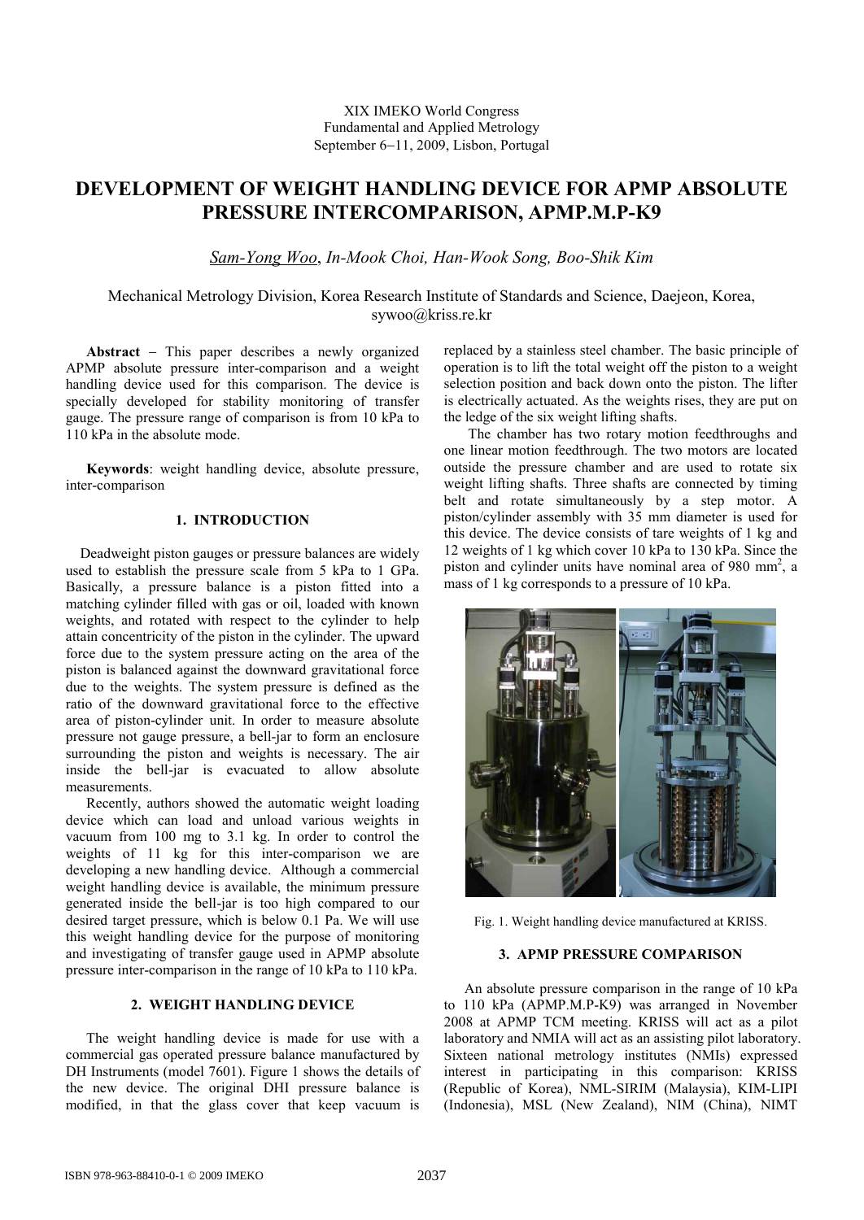XIX IMEKO World Congress
Fundamental and Applied Metrology
September 6−11, 2009, Lisbon, Portugal

# DEVELOPMENT OF WEIGHT HANDLING DEVICE FOR APMP ABSOLUTE PRESSURE INTERCOMPARISON, APMP.M.P-K9

*Sam-Yong Woo, In-Mook Choi, Han-Wook Song, Boo-Shik Kim*

Mechanical Metrology Division, Korea Research Institute of Standards and Science, Daejeon, Korea, sywoo@kriss.re.kr

**Abstract** − This paper describes a newly organized APMP absolute pressure inter-comparison and a weight handling device used for this comparison. The device is specially developed for stability monitoring of transfer gauge. The pressure range of comparison is from 10 kPa to 110 kPa in the absolute mode.

**Keywords**: weight handling device, absolute pressure, inter-comparison

## 1. INTRODUCTION

Deadweight piston gauges or pressure balances are widely used to establish the pressure scale from 5 kPa to 1 GPa. Basically, a pressure balance is a piston fitted into a matching cylinder filled with gas or oil, loaded with known weights, and rotated with respect to the cylinder to help attain concentricity of the piston in the cylinder. The upward force due to the system pressure acting on the area of the piston is balanced against the downward gravitational force due to the weights. The system pressure is defined as the ratio of the downward gravitational force to the effective area of piston-cylinder unit. In order to measure absolute pressure not gauge pressure, a bell-jar to form an enclosure surrounding the piston and weights is necessary. The air inside the bell-jar is evacuated to allow absolute measurements.

Recently, authors showed the automatic weight loading device which can load and unload various weights in vacuum from 100 mg to 3.1 kg. In order to control the weights of 11 kg for this inter-comparison we are developing a new handling device. Although a commercial weight handling device is available, the minimum pressure generated inside the bell-jar is too high compared to our desired target pressure, which is below 0.1 Pa. We will use this weight handling device for the purpose of monitoring and investigating of transfer gauge used in APMP absolute pressure inter-comparison in the range of 10 kPa to 110 kPa.

## 2. WEIGHT HANDLING DEVICE

The weight handling device is made for use with a commercial gas operated pressure balance manufactured by DH Instruments (model 7601). Figure 1 shows the details of the new device. The original DHI pressure balance is modified, in that the glass cover that keep vacuum is replaced by a stainless steel chamber. The basic principle of operation is to lift the total weight off the piston to a weight selection position and back down onto the piston. The lifter is electrically actuated. As the weights rises, they are put on the ledge of the six weight lifting shafts.

The chamber has two rotary motion feedthroughs and one linear motion feedthrough. The two motors are located outside the pressure chamber and are used to rotate six weight lifting shafts. Three shafts are connected by timing belt and rotate simultaneously by a step motor. A piston/cylinder assembly with 35 mm diameter is used for this device. The device consists of tare weights of 1 kg and 12 weights of 1 kg which cover 10 kPa to 130 kPa. Since the piston and cylinder units have nominal area of 980 mm$^2$, a mass of 1 kg corresponds to a pressure of 10 kPa.

Fig. 1. Weight handling device manufactured at KRISS.

## 3. APMP PRESSURE COMPARISON

An absolute pressure comparison in the range of 10 kPa to 110 kPa (APMP.M.P-K9) was arranged in November 2008 at APMP TCM meeting. KRISS will act as a pilot laboratory and NMIA will act as an assisting pilot laboratory. Sixteen national metrology institutes (NMIs) expressed interest in participating in this comparison: KRISS (Republic of Korea), NML-SIRIM (Malaysia), KIM-LIPI (Indonesia), MSL (New Zealand), NIM (China), NIMT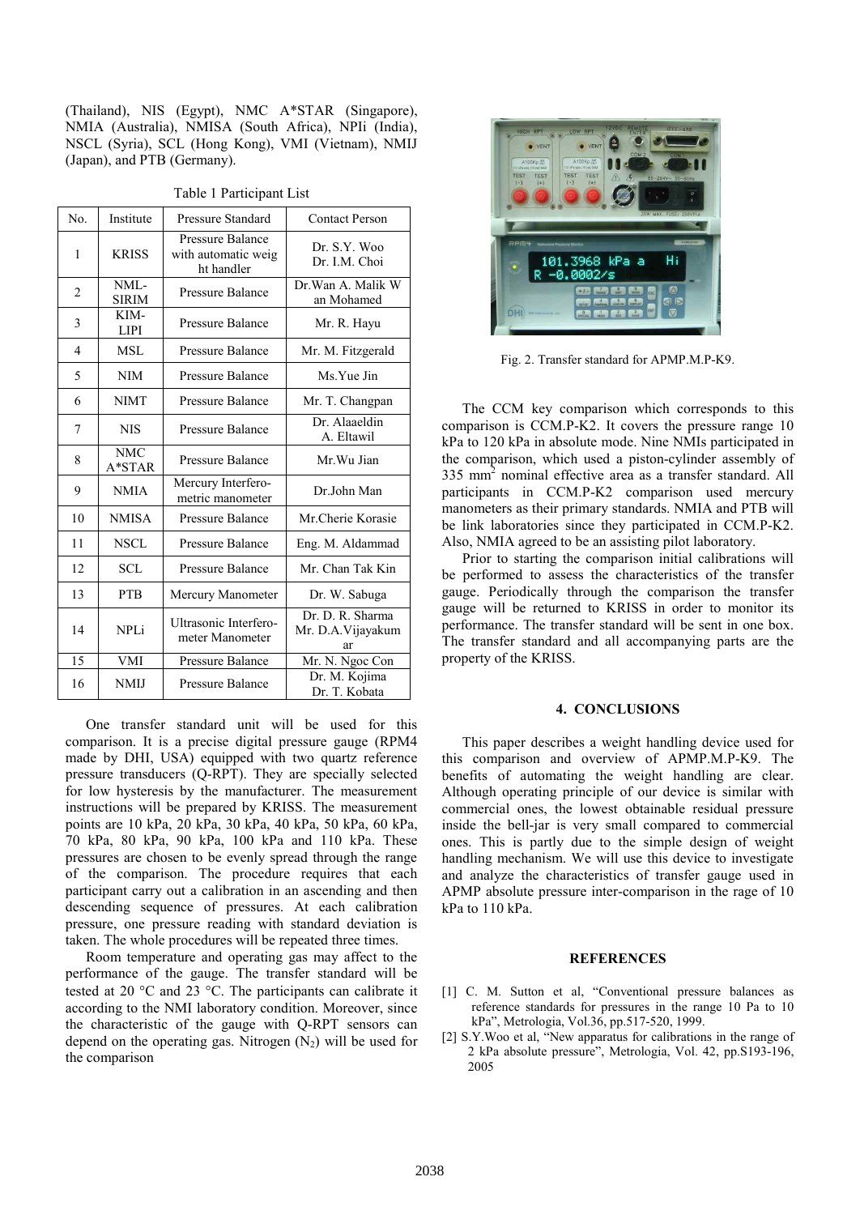(Thailand), NIS (Egypt), NMC A*STAR (Singapore), NMIA (Australia), NMISA (South Africa), NPIi (India), NSCL (Syria), SCL (Hong Kong), VMI (Vietnam), NMIJ (Japan), and PTB (Germany).

Table 1 Participant List

| No. | Institute | Pressure Standard | Contact Person |
|---|---|---|---|
| 1 | KRISS | Pressure Balance with automatic weig ht handler | Dr. S.Y. Woo Dr. I.M. Choi |
| 2 | NML-SIRIM | Pressure Balance | Dr.Wan A. Malik W an Mohamed |
| 3 | KIM-LIPI | Pressure Balance | Mr. R. Hayu |
| 4 | MSL | Pressure Balance | Mr. M. Fitzgerald |
| 5 | NIM | Pressure Balance | Ms.Yue Jin |
| 6 | NIMT | Pressure Balance | Mr. T. Changpan |
| 7 | NIS | Pressure Balance | Dr. Alaaeldin A. Eltawil |
| 8 | NMC A*STAR | Pressure Balance | Mr.Wu Jian |
| 9 | NMIA | Mercury Interfero-metric manometer | Dr.John Man |
| 10 | NMISA | Pressure Balance | Mr.Cherie Korasie |
| 11 | NSCL | Pressure Balance | Eng. M. Aldammad |
| 12 | SCL | Pressure Balance | Mr. Chan Tak Kin |
| 13 | PTB | Mercury Manometer | Dr. W. Sabuga |
| 14 | NPLi | Ultrasonic Interfero-meter Manometer | Dr. D. R. Sharma Mr. D.A.Vijayakum ar |
| 15 | VMI | Pressure Balance | Mr. N. Ngoc Con |
| 16 | NMIJ | Pressure Balance | Dr. M. Kojima Dr. T. Kobata |

One transfer standard unit will be used for this comparison. It is a precise digital pressure gauge (RPM4 made by DHI, USA) equipped with two quartz reference pressure transducers (Q-RPT). They are specially selected for low hysteresis by the manufacturer. The measurement instructions will be prepared by KRISS. The measurement points are 10 kPa, 20 kPa, 30 kPa, 40 kPa, 50 kPa, 60 kPa, 70 kPa, 80 kPa, 90 kPa, 100 kPa and 110 kPa. These pressures are chosen to be evenly spread through the range of the comparison. The procedure requires that each participant carry out a calibration in an ascending and then descending sequence of pressures. At each calibration pressure, one pressure reading with standard deviation is taken. The whole procedures will be repeated three times.

Room temperature and operating gas may affect to the performance of the gauge. The transfer standard will be tested at 20 °C and 23 °C. The participants can calibrate it according to the NMI laboratory condition. Moreover, since the characteristic of the gauge with Q-RPT sensors can depend on the operating gas. Nitrogen ($N_2$) will be used for the comparison

Fig. 2. Transfer standard for APMP.M.P-K9.

The CCM key comparison which corresponds to this comparison is CCM.P-K2. It covers the pressure range 10 kPa to 120 kPa in absolute mode. Nine NMIs participated in the comparison, which used a piston-cylinder assembly of 335 $mm^2$ nominal effective area as a transfer standard. All participants in CCM.P-K2 comparison used mercury manometers as their primary standards. NMIA and PTB will be link laboratories since they participated in CCM.P-K2. Also, NMIA agreed to be an assisting pilot laboratory.

Prior to starting the comparison initial calibrations will be performed to assess the characteristics of the transfer gauge. Periodically through the comparison the transfer gauge will be returned to KRISS in order to monitor its performance. The transfer standard will be sent in one box. The transfer standard and all accompanying parts are the property of the KRISS.

## 4. CONCLUSIONS

This paper describes a weight handling device used for this comparison and overview of APMP.M.P-K9. The benefits of automating the weight handling are clear. Although operating principle of our device is similar with commercial ones, the lowest obtainable residual pressure inside the bell-jar is very small compared to commercial ones. This is partly due to the simple design of weight handling mechanism. We will use this device to investigate and analyze the characteristics of transfer gauge used in APMP absolute pressure inter-comparison in the rage of 10 kPa to 110 kPa.

## REFERENCES

[1] C. M. Sutton et al, "Conventional pressure balances as reference standards for pressures in the range 10 Pa to 10 kPa", Metrologia, Vol.36, pp.517-520, 1999.

[2] S.Y.Woo et al, "New apparatus for calibrations in the range of 2 kPa absolute pressure", Metrologia, Vol. 42, pp.S193-196, 2005